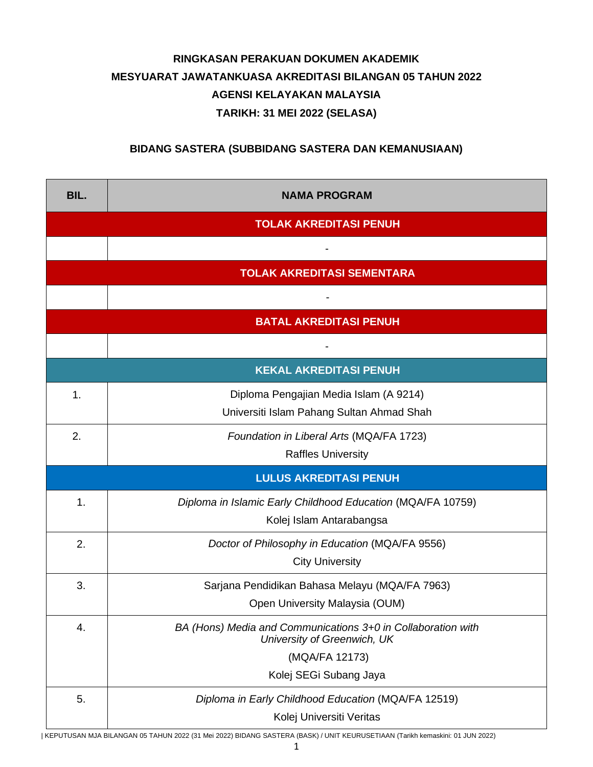**RINGKASAN PERAKUAN DOKUMEN AKADEMIK**

**MESYUARAT JAWATANKUASA AKREDITASI BILANGAN 05 TAHUN 2022**

**AGENSI KELAYAKAN MALAYSIA**

**TARIKH: 31 MEI 2022 (SELASA)**

**BIDANG SASTERA (SUBBIDANG SASTERA DAN KEMANUSIAAN)**

| BIL. | NAMA PROGRAM |
|---|---|
| **TOLAK AKREDITASI PENUH** | |
| | - |
| **TOLAK AKREDITASI SEMENTARA** | |
| | - |
| **BATAL AKREDITASI PENUH** | |
| | - |
| **KEKAL AKREDITASI PENUH** | |
| 1. | Diploma Pengajian Media Islam (A 9214)<br>Universiti Islam Pahang Sultan Ahmad Shah |
| 2. | *Foundation in Liberal Arts* (MQA/FA 1723)<br>Raffles University |
| **LULUS AKREDITASI PENUH** | |
| 1. | *Diploma in Islamic Early Childhood Education* (MQA/FA 10759)<br>Kolej Islam Antarabangsa |
| 2. | *Doctor of Philosophy in Education* (MQA/FA 9556)<br>City University |
| 3. | Sarjana Pendidikan Bahasa Melayu (MQA/FA 7963)<br>Open University Malaysia (OUM) |
| 4. | *BA (Hons) Media and Communications 3+0 in Collaboration with University of Greenwich, UK*<br>(MQA/FA 12173)<br>Kolej SEGi Subang Jaya |
| 5. | *Diploma in Early Childhood Education* (MQA/FA 12519)<br>Kolej Universiti Veritas |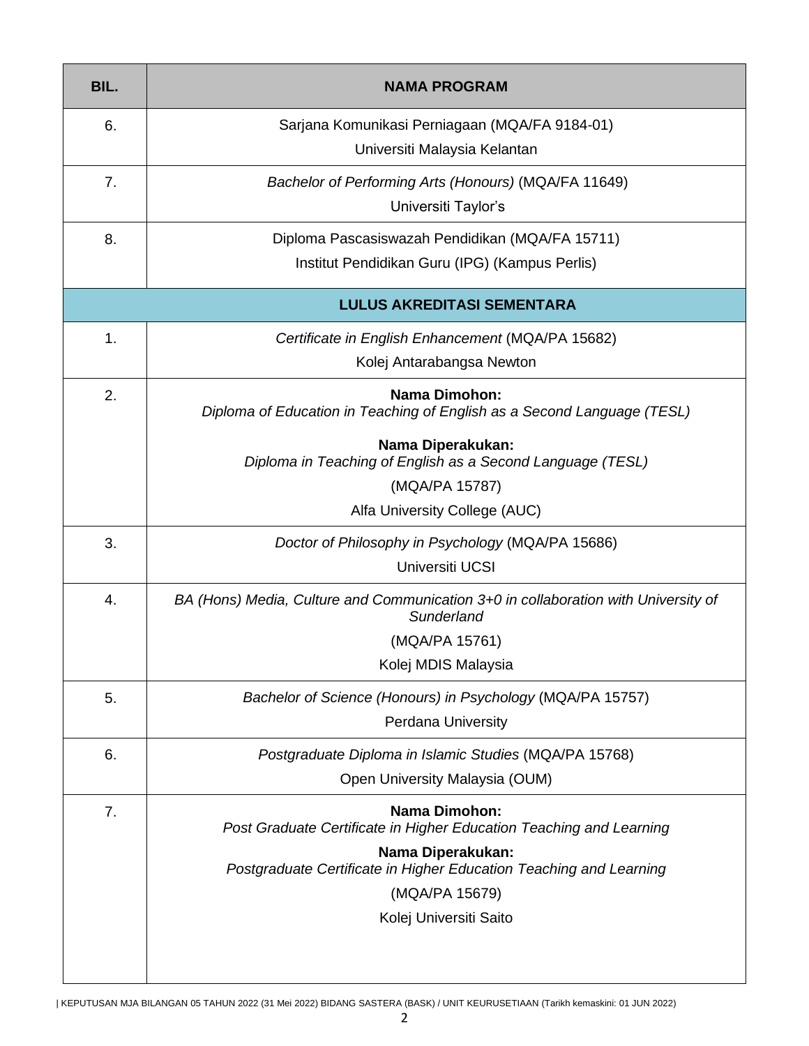| BIL. | NAMA PROGRAM |
|---|---|
| 6. | Sarjana Komunikasi Perniagaan (MQA/FA 9184-01)<br>Universiti Malaysia Kelantan |
| 7. | *Bachelor of Performing Arts (Honours)* (MQA/FA 11649)<br>Universiti Taylor's |
| 8. | Diploma Pascasiswazah Pendidikan (MQA/FA 15711)<br>Institut Pendidikan Guru (IPG) (Kampus Perlis) |
| | **LULUS AKREDITASI SEMENTARA** |
| 1. | *Certificate in English Enhancement* (MQA/PA 15682)<br>Kolej Antarabangsa Newton |
| 2. | **Nama Dimohon:**<br>*Diploma of Education in Teaching of English as a Second Language (TESL)*<br>**Nama Diperakukan:**<br>*Diploma in Teaching of English as a Second Language (TESL)*<br>(MQA/PA 15787)<br>Alfa University College (AUC) |
| 3. | *Doctor of Philosophy in Psychology* (MQA/PA 15686)<br>Universiti UCSI |
| 4. | *BA (Hons) Media, Culture and Communication 3+0 in collaboration with University of Sunderland*<br>(MQA/PA 15761)<br>Kolej MDIS Malaysia |
| 5. | *Bachelor of Science (Honours) in Psychology* (MQA/PA 15757)<br>Perdana University |
| 6. | *Postgraduate Diploma in Islamic Studies* (MQA/PA 15768)<br>Open University Malaysia (OUM) |
| 7. | **Nama Dimohon:**<br>*Post Graduate Certificate in Higher Education Teaching and Learning*<br>**Nama Diperakukan:**<br>*Postgraduate Certificate in Higher Education Teaching and Learning*<br>(MQA/PA 15679)<br>Kolej Universiti Saito |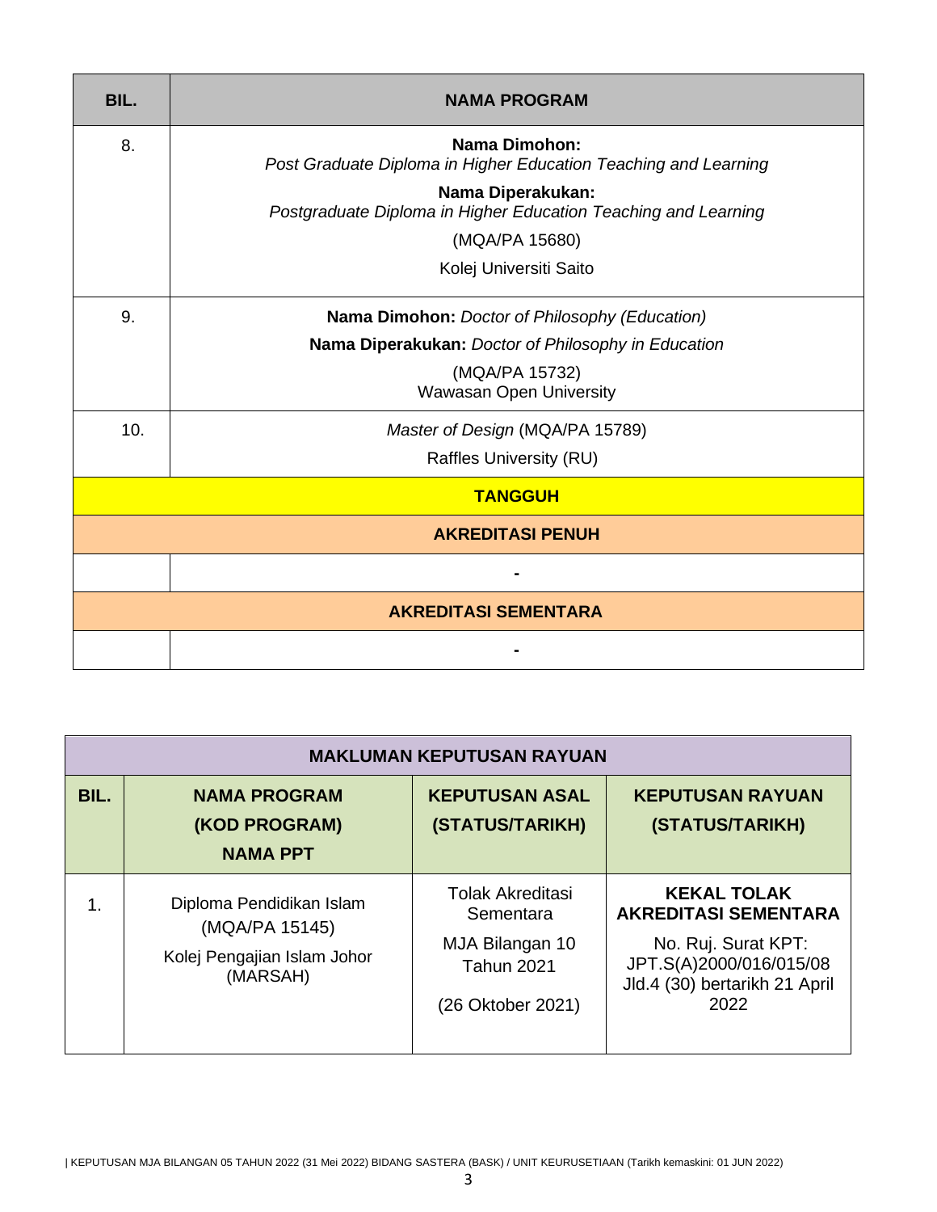| BIL. | NAMA PROGRAM |
|---|---|
| 8. | **Nama Dimohon:** *Post Graduate Diploma in Higher Education Teaching and Learning*<br>**Nama Diperakukan:** *Postgraduate Diploma in Higher Education Teaching and Learning*<br>(MQA/PA 15680)<br>Kolej Universiti Saito |
| 9. | **Nama Dimohon:** *Doctor of Philosophy (Education)*<br>**Nama Diperakukan:** *Doctor of Philosophy in Education*<br>(MQA/PA 15732)<br>Wawasan Open University |
| 10. | *Master of Design* (MQA/PA 15789)<br>Raffles University (RU) |
| **TANGGUH** | |
| **AKREDITASI PENUH** | |
| | - |
| **AKREDITASI SEMENTARA** | |
| | - |

| MAKLUMAN KEPUTUSAN RAYUAN | | | |
|---|---|---|---|
| **BIL.** | **NAMA PROGRAM (KOD PROGRAM) NAMA PPT** | **KEPUTUSAN ASAL (STATUS/TARIKH)** | **KEPUTUSAN RAYUAN (STATUS/TARIKH)** |
| 1. | Diploma Pendidikan Islam (MQA/PA 15145)<br>Kolej Pengajian Islam Johor (MARSAH) | Tolak Akreditasi Sementara<br>MJA Bilangan 10 Tahun 2021<br>(26 Oktober 2021) | **KEKAL TOLAK AKREDITASI SEMENTARA**<br>No. Ruj. Surat KPT: JPT.S(A)2000/016/015/08 Jld.4 (30) bertarikh 21 April 2022 |